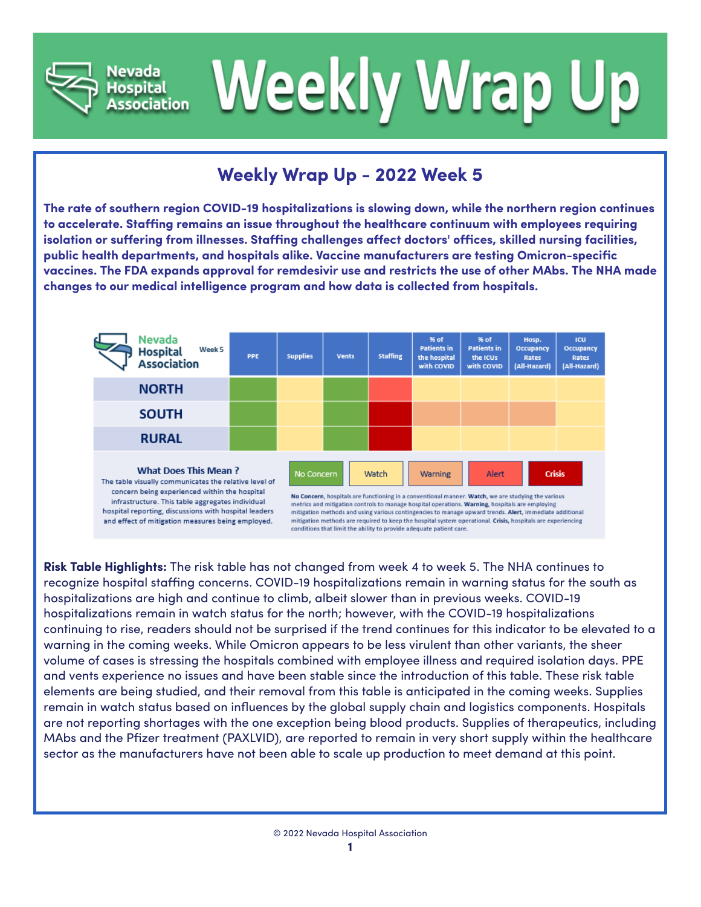# Weekly Wrap Up

## Weekly Wrap Up - 2022 Week 5

**The rate of southern region COVID-19 hospitalizations is slowing down, while the northern region continues to accelerate. Staffing remains an issue throughout the healthcare continuum with employees requiring isolation or suffering from illnesses. Staffing challenges affect doctors' offices, skilled nursing facilities, public health departments, and hospitals alike. Vaccine manufacturers are testing Omicron-specific vaccines. The FDA expands approval for remdesivir use and restricts the use of other MAbs. The NHA made changes to our medical intelligence program and how data is collected from hospitals.**

| Week 5 | PPE | Supplies | Vents | Staffing | % of Patients in the hospital with COVID | % of Patients in the ICUs with COVID | Hosp. Occupancy Rates (All-Hazard) | ICU Occupancy Rates (All-Hazard) |
|---|---|---|---|---|---|---|---|---|
| NORTH | No Concern | Watch | No Concern | Alert | Watch | Watch | Watch | Watch |
| SOUTH | No Concern | Watch | No Concern | Crisis | Warning | Warning | Warning | Watch |
| RURAL | No Concern | Watch | No Concern | Crisis | Watch | Watch | Watch | Watch |

**What Does This Mean ?**
The table visually communicates the relative level of concern being experienced within the hospital infrastructure. This table aggregates individual hospital reporting, discussions with hospital leaders and effect of mitigation measures being employed.

No Concern | Watch | Warning | Alert | Crisis

**No Concern**, hospitals are functioning in a conventional manner. **Watch**, we are studying the various metrics and mitigation controls to manage hospital operations. **Warning**, hospitals are employing mitigation methods and using various contingencies to manage upward trends. **Alert**, immediate additional mitigation methods are required to keep the hospital system operational. **Crisis**, hospitals are experiencing conditions that limit the ability to provide adequate patient care.

**Risk Table Highlights:** The risk table has not changed from week 4 to week 5. The NHA continues to recognize hospital staffing concerns. COVID-19 hospitalizations remain in warning status for the south as hospitalizations are high and continue to climb, albeit slower than in previous weeks. COVID-19 hospitalizations remain in watch status for the north; however, with the COVID-19 hospitalizations continuing to rise, readers should not be surprised if the trend continues for this indicator to be elevated to a warning in the coming weeks. While Omicron appears to be less virulent than other variants, the sheer volume of cases is stressing the hospitals combined with employee illness and required isolation days. PPE and vents experience no issues and have been stable since the introduction of this table. These risk table elements are being studied, and their removal from this table is anticipated in the coming weeks. Supplies remain in watch status based on influences by the global supply chain and logistics components. Hospitals are not reporting shortages with the one exception being blood products. Supplies of therapeutics, including MAbs and the Pfizer treatment (PAXLVID), are reported to remain in very short supply within the healthcare sector as the manufacturers have not been able to scale up production to meet demand at this point.

© 2022 Nevada Hospital Association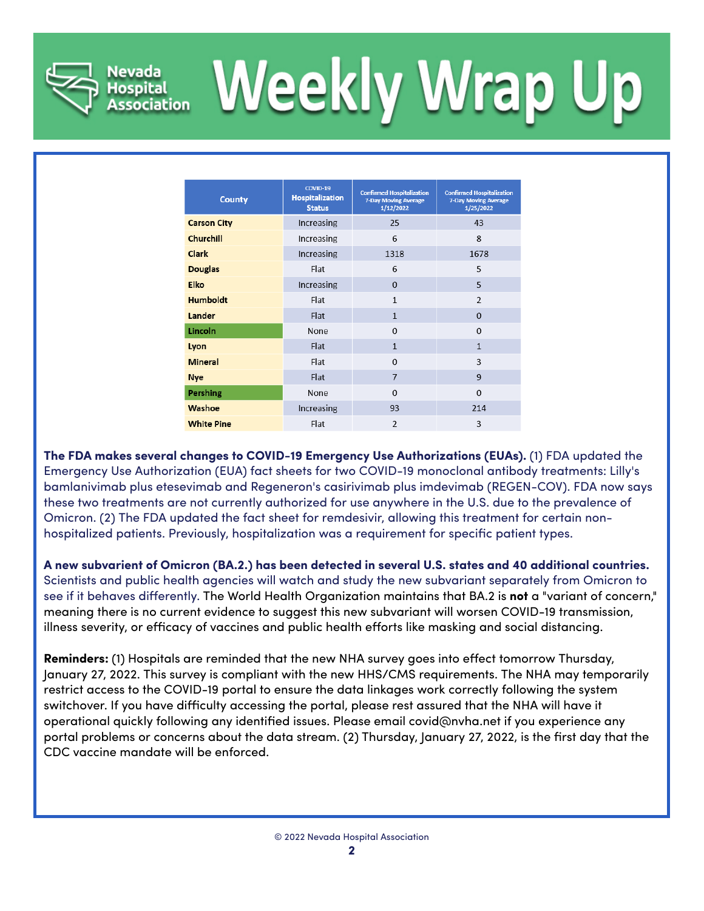# Weekly Wrap Up

Nevada Hospital Association

| County | COVID-19 Hospitalization Status | Confirmed Hospitalization 7-Day Moving Average 1/12/2022 | Confirmed Hospitalization 7-Day Moving Average 1/25/2022 |
|---|---|---|---|
| Carson City | Increasing | 25 | 43 |
| Churchill | Increasing | 6 | 8 |
| Clark | Increasing | 1318 | 1678 |
| Douglas | Flat | 6 | 5 |
| Elko | Increasing | 0 | 5 |
| Humboldt | Flat | 1 | 2 |
| Lander | Flat | 1 | 0 |
| Lincoln | None | 0 | 0 |
| Lyon | Flat | 1 | 1 |
| Mineral | Flat | 0 | 3 |
| Nye | Flat | 7 | 9 |
| Pershing | None | 0 | 0 |
| Washoe | Increasing | 93 | 214 |
| White Pine | Flat | 2 | 3 |

**The FDA makes several changes to COVID-19 Emergency Use Authorizations (EUAs).** (1) FDA updated the Emergency Use Authorization (EUA) fact sheets for two COVID-19 monoclonal antibody treatments: Lilly's bamlanivimab plus etesevimab and Regeneron's casirivimab plus imdevimab (REGEN-COV). FDA now says these two treatments are not currently authorized for use anywhere in the U.S. due to the prevalence of Omicron. (2) The FDA updated the fact sheet for remdesivir, allowing this treatment for certain non-hospitalized patients. Previously, hospitalization was a requirement for specific patient types.

**A new subvariant of Omicron (BA.2.) has been detected in several U.S. states and 40 additional countries.** Scientists and public health agencies will watch and study the new subvariant separately from Omicron to see if it behaves differently. The World Health Organization maintains that BA.2 is **not** a "variant of concern," meaning there is no current evidence to suggest this new subvariant will worsen COVID-19 transmission, illness severity, or efficacy of vaccines and public health efforts like masking and social distancing.

**Reminders:** (1) Hospitals are reminded that the new NHA survey goes into effect tomorrow Thursday, January 27, 2022. This survey is compliant with the new HHS/CMS requirements. The NHA may temporarily restrict access to the COVID-19 portal to ensure the data linkages work correctly following the system switchover. If you have difficulty accessing the portal, please rest assured that the NHA will have it operational quickly following any identified issues. Please email covid@nvha.net if you experience any portal problems or concerns about the data stream. (2) Thursday, January 27, 2022, is the first day that the CDC vaccine mandate will be enforced.

© 2022 Nevada Hospital Association